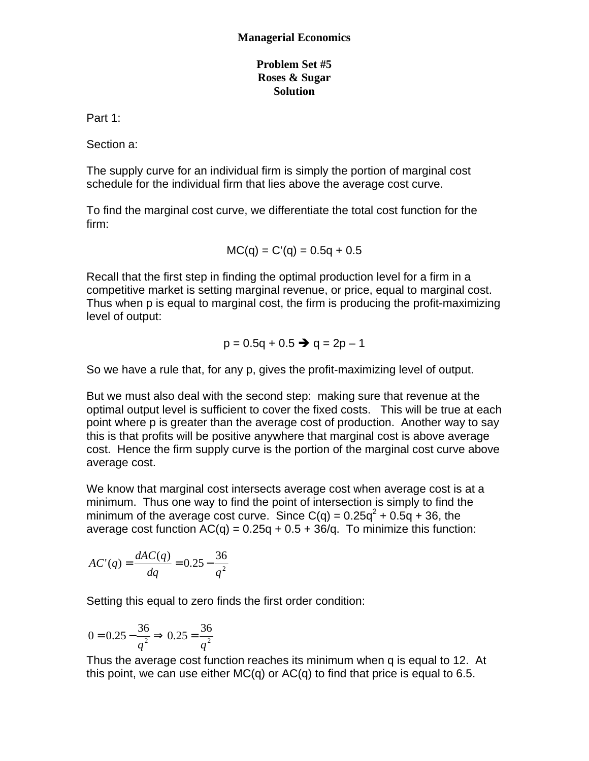**Managerial Economics**

**Problem Set #5**
**Roses & Sugar**
**Solution**

Part 1:

Section a:

The supply curve for an individual firm is simply the portion of marginal cost schedule for the individual firm that lies above the average cost curve.

To find the marginal cost curve, we differentiate the total cost function for the firm:

$$MC(q) = C'(q) = 0.5q + 0.5$$

Recall that the first step in finding the optimal production level for a firm in a competitive market is setting marginal revenue, or price, equal to marginal cost. Thus when p is equal to marginal cost, the firm is producing the profit-maximizing level of output:

$$p = 0.5q + 0.5 \Rightarrow q = 2p - 1$$

So we have a rule that, for any p, gives the profit-maximizing level of output.

But we must also deal with the second step: making sure that revenue at the optimal output level is sufficient to cover the fixed costs. This will be true at each point where p is greater than the average cost of production. Another way to say this is that profits will be positive anywhere that marginal cost is above average cost. Hence the firm supply curve is the portion of the marginal cost curve above average cost.

We know that marginal cost intersects average cost when average cost is at a minimum. Thus one way to find the point of intersection is simply to find the minimum of the average cost curve. Since $C(q) = 0.25q^2 + 0.5q + 36$, the average cost function $AC(q) = 0.25q + 0.5 + 36/q$. To minimize this function:

$$AC'(q) = \frac{dAC(q)}{dq} = 0.25 - \frac{36}{q^2}$$

Setting this equal to zero finds the first order condition:

$$0 = 0.25 - \frac{36}{q^2} \Rightarrow 0.25 = \frac{36}{q^2}$$

Thus the average cost function reaches its minimum when q is equal to 12. At this point, we can use either MC(q) or AC(q) to find that price is equal to 6.5.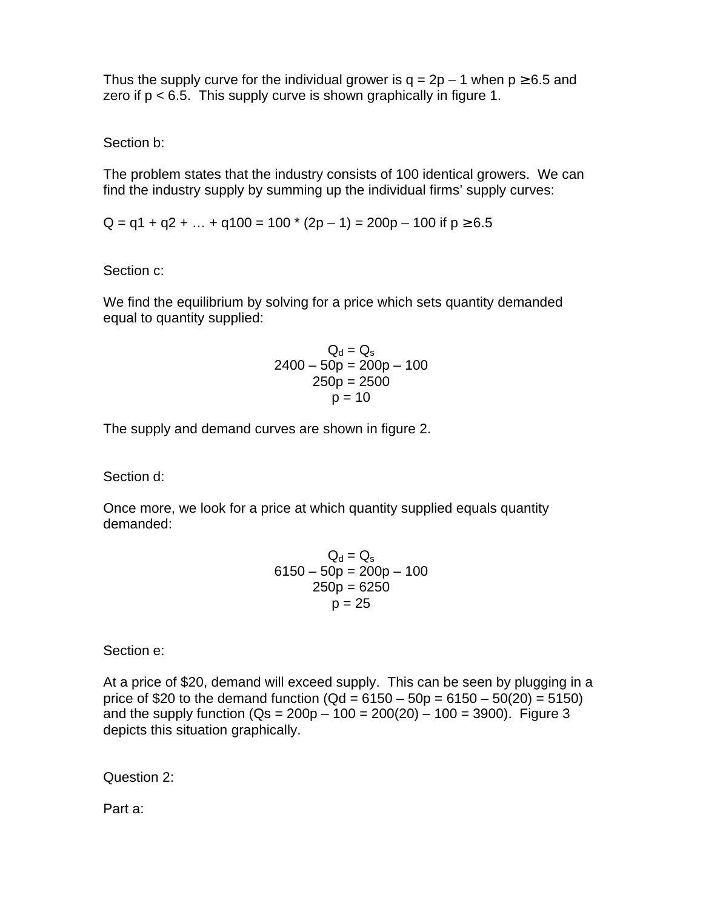Thus the supply curve for the individual grower is $q = 2p - 1$ when $p \geq 6.5$ and zero if $p < 6.5$. This supply curve is shown graphically in figure 1.

Section b:

The problem states that the industry consists of 100 identical growers. We can find the industry supply by summing up the individual firms' supply curves:

$Q = q1 + q2 + \ldots + q100 = 100 * (2p - 1) = 200p - 100$ if $p \geq 6.5$

Section c:

We find the equilibrium by solving for a price which sets quantity demanded equal to quantity supplied:

$$Q_d = Q_s$$
$$2400 - 50p = 200p - 100$$
$$250p = 2500$$
$$p = 10$$

The supply and demand curves are shown in figure 2.

Section d:

Once more, we look for a price at which quantity supplied equals quantity demanded:

$$Q_d = Q_s$$
$$6150 - 50p = 200p - 100$$
$$250p = 6250$$
$$p = 25$$

Section e:

At a price of \$20, demand will exceed supply. This can be seen by plugging in a price of \$20 to the demand function ($Qd = 6150 - 50p = 6150 - 50(20) = 5150$) and the supply function ($Qs = 200p - 100 = 200(20) - 100 = 3900$). Figure 3 depicts this situation graphically.

Question 2:

Part a: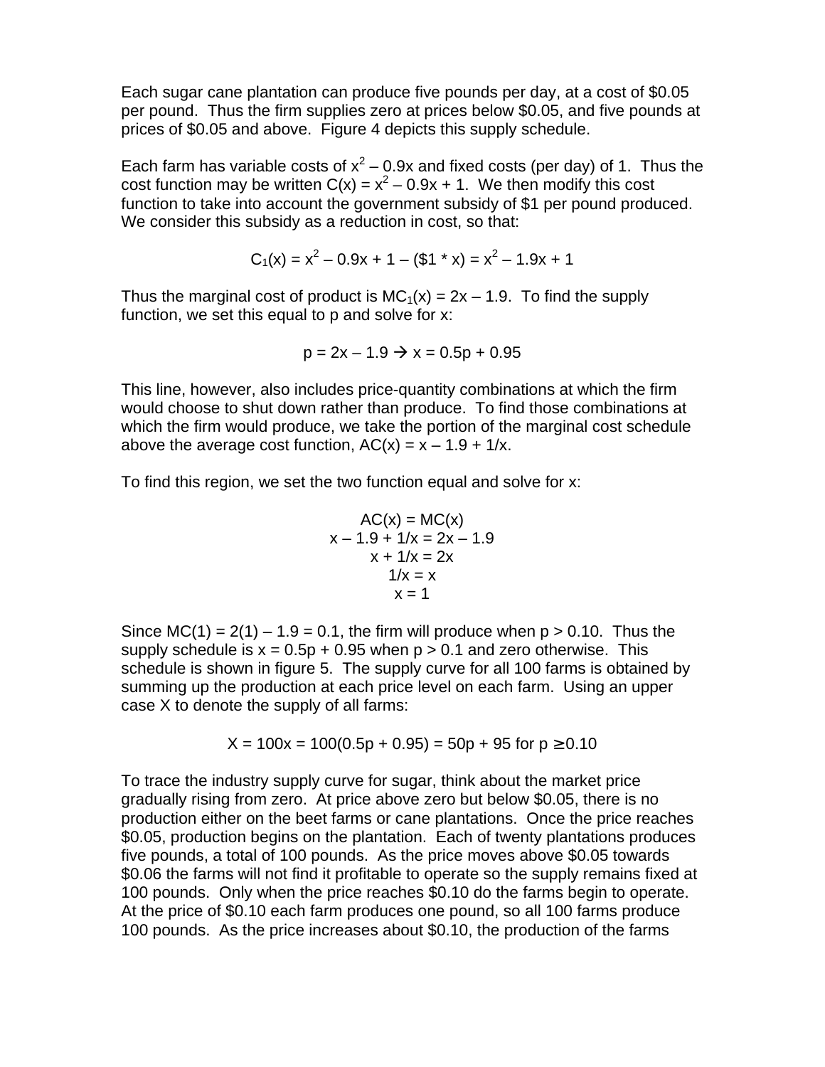Each sugar cane plantation can produce five pounds per day, at a cost of \$0.05 per pound. Thus the firm supplies zero at prices below \$0.05, and five pounds at prices of \$0.05 and above. Figure 4 depicts this supply schedule.

Each farm has variable costs of $x^2 - 0.9x$ and fixed costs (per day) of 1. Thus the cost function may be written $C(x) = x^2 - 0.9x + 1$. We then modify this cost function to take into account the government subsidy of \$1 per pound produced. We consider this subsidy as a reduction in cost, so that:

$$C_1(x) = x^2 - 0.9x + 1 - (\$1 * x) = x^2 - 1.9x + 1$$

Thus the marginal cost of product is $MC_1(x) = 2x - 1.9$. To find the supply function, we set this equal to p and solve for x:

$$p = 2x - 1.9 \rightarrow x = 0.5p + 0.95$$

This line, however, also includes price-quantity combinations at which the firm would choose to shut down rather than produce. To find those combinations at which the firm would produce, we take the portion of the marginal cost schedule above the average cost function, $AC(x) = x - 1.9 + 1/x$.

To find this region, we set the two function equal and solve for x:

$$\begin{gathered} AC(x) = MC(x) \\ x - 1.9 + 1/x = 2x - 1.9 \\ x + 1/x = 2x \\ 1/x = x \\ x = 1 \end{gathered}$$

Since $MC(1) = 2(1) - 1.9 = 0.1$, the firm will produce when $p > 0.10$. Thus the supply schedule is $x = 0.5p + 0.95$ when $p > 0.1$ and zero otherwise. This schedule is shown in figure 5. The supply curve for all 100 farms is obtained by summing up the production at each price level on each farm. Using an upper case X to denote the supply of all farms:

$$X = 100x = 100(0.5p + 0.95) = 50p + 95 \text{ for } p \geq 0.10$$

To trace the industry supply curve for sugar, think about the market price gradually rising from zero. At price above zero but below \$0.05, there is no production either on the beet farms or cane plantations. Once the price reaches \$0.05, production begins on the plantation. Each of twenty plantations produces five pounds, a total of 100 pounds. As the price moves above \$0.05 towards \$0.06 the farms will not find it profitable to operate so the supply remains fixed at 100 pounds. Only when the price reaches \$0.10 do the farms begin to operate. At the price of \$0.10 each farm produces one pound, so all 100 farms produce 100 pounds. As the price increases about \$0.10, the production of the farms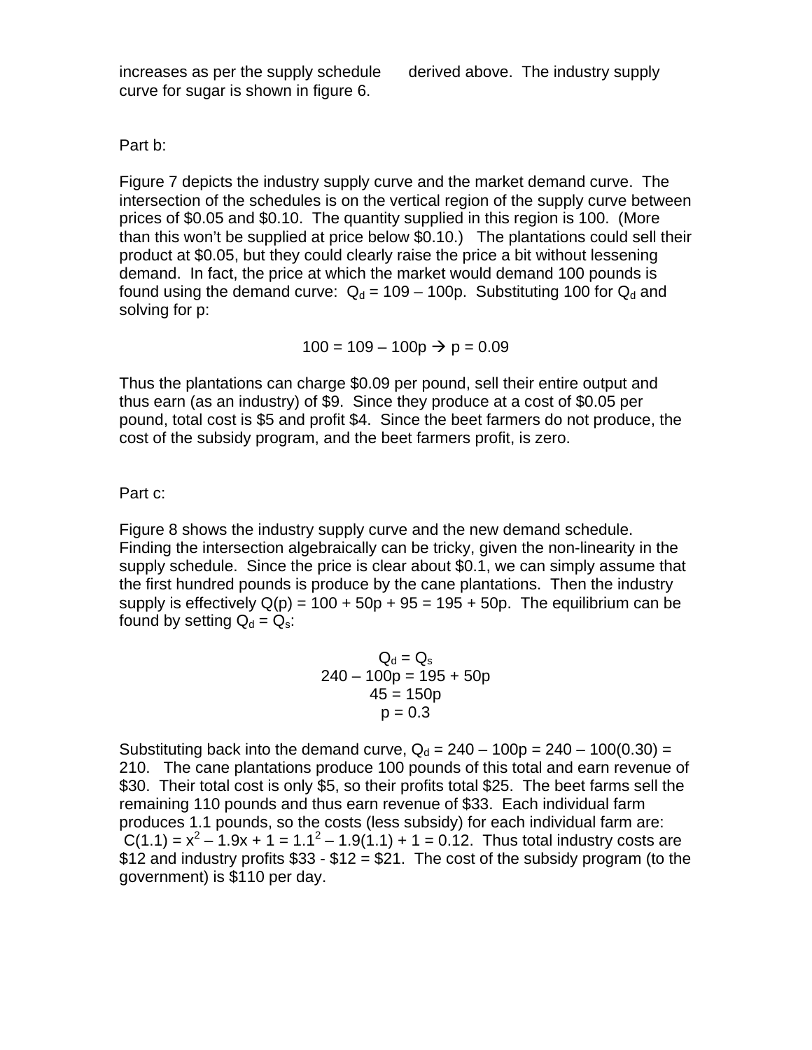increases as per the supply schedule derived above. The industry supply curve for sugar is shown in figure 6.

Part b:

Figure 7 depicts the industry supply curve and the market demand curve. The intersection of the schedules is on the vertical region of the supply curve between prices of \$0.05 and \$0.10. The quantity supplied in this region is 100. (More than this won't be supplied at price below \$0.10.) The plantations could sell their product at \$0.05, but they could clearly raise the price a bit without lessening demand. In fact, the price at which the market would demand 100 pounds is found using the demand curve: $Q_d = 109 - 100p$. Substituting 100 for $Q_d$ and solving for p:

$$100 = 109 - 100p \rightarrow p = 0.09$$

Thus the plantations can charge \$0.09 per pound, sell their entire output and thus earn (as an industry) of \$9. Since they produce at a cost of \$0.05 per pound, total cost is \$5 and profit \$4. Since the beet farmers do not produce, the cost of the subsidy program, and the beet farmers profit, is zero.

Part c:

Figure 8 shows the industry supply curve and the new demand schedule. Finding the intersection algebraically can be tricky, given the non-linearity in the supply schedule. Since the price is clear about \$0.1, we can simply assume that the first hundred pounds is produce by the cane plantations. Then the industry supply is effectively $Q(p) = 100 + 50p + 95 = 195 + 50p$. The equilibrium can be found by setting $Q_d = Q_s$:

$$Q_d = Q_s$$
$$240 - 100p = 195 + 50p$$
$$45 = 150p$$
$$p = 0.3$$

Substituting back into the demand curve, $Q_d = 240 - 100p = 240 - 100(0.30) = 210$. The cane plantations produce 100 pounds of this total and earn revenue of \$30. Their total cost is only \$5, so their profits total \$25. The beet farms sell the remaining 110 pounds and thus earn revenue of \$33. Each individual farm produces 1.1 pounds, so the costs (less subsidy) for each individual farm are: $C(1.1) = x^2 - 1.9x + 1 = 1.1^2 - 1.9(1.1) + 1 = 0.12$. Thus total industry costs are \$12 and industry profits \$33 - \$12 = \$21. The cost of the subsidy program (to the government) is \$110 per day.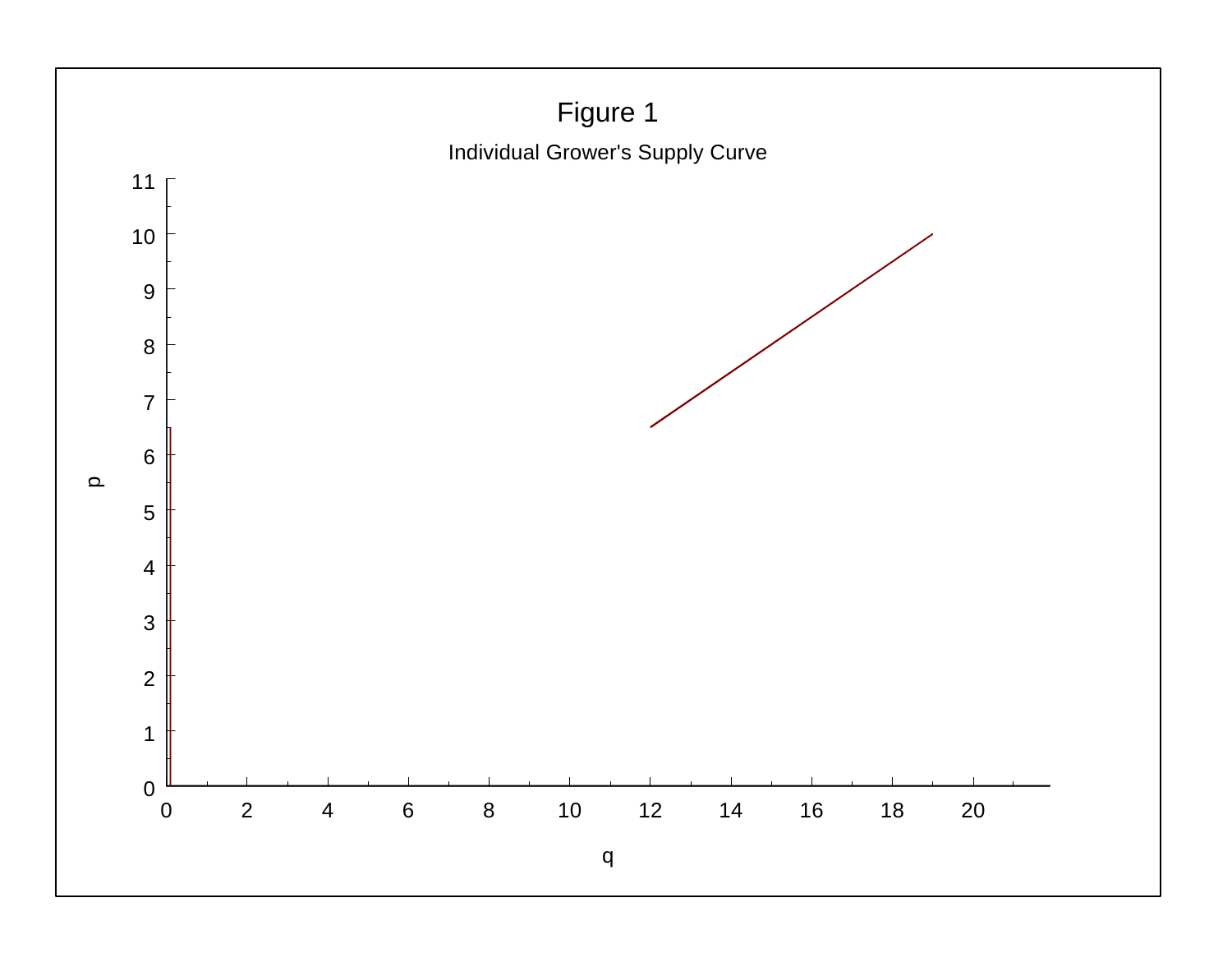Figure 1

Individual Grower's Supply Curve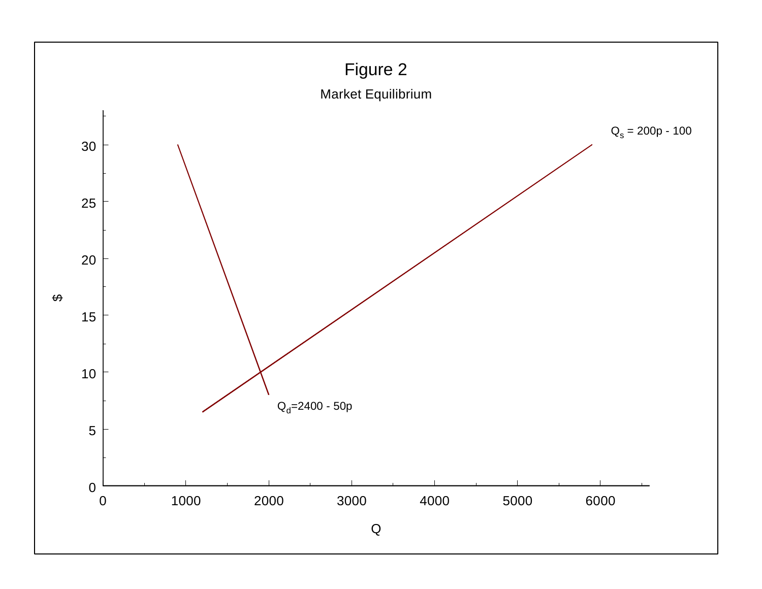# Figure 2

Market Equilibrium

$Q_s = 200p - 100$

$Q_d = 2400 - 50p$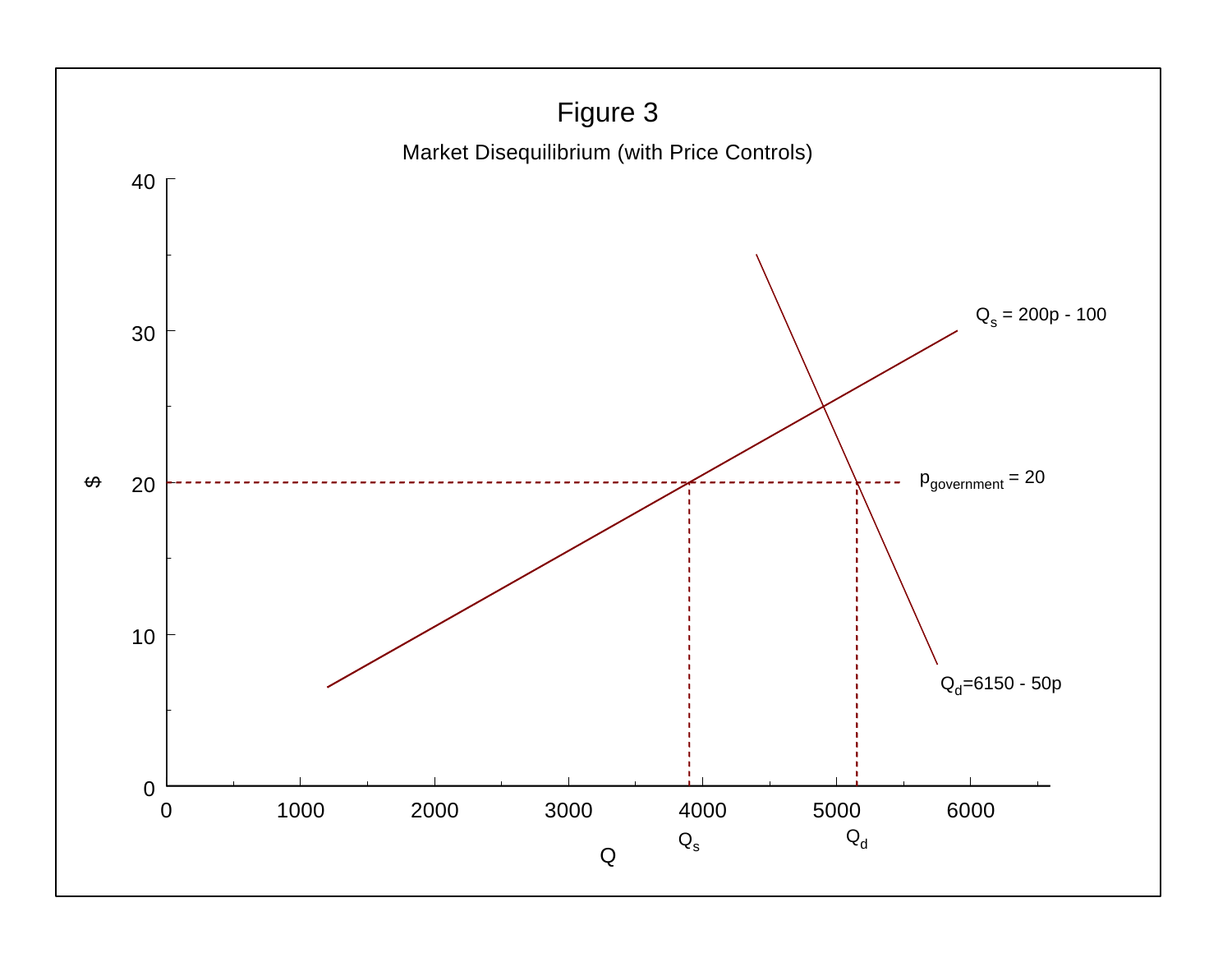Figure 3

Market Disequilibrium (with Price Controls)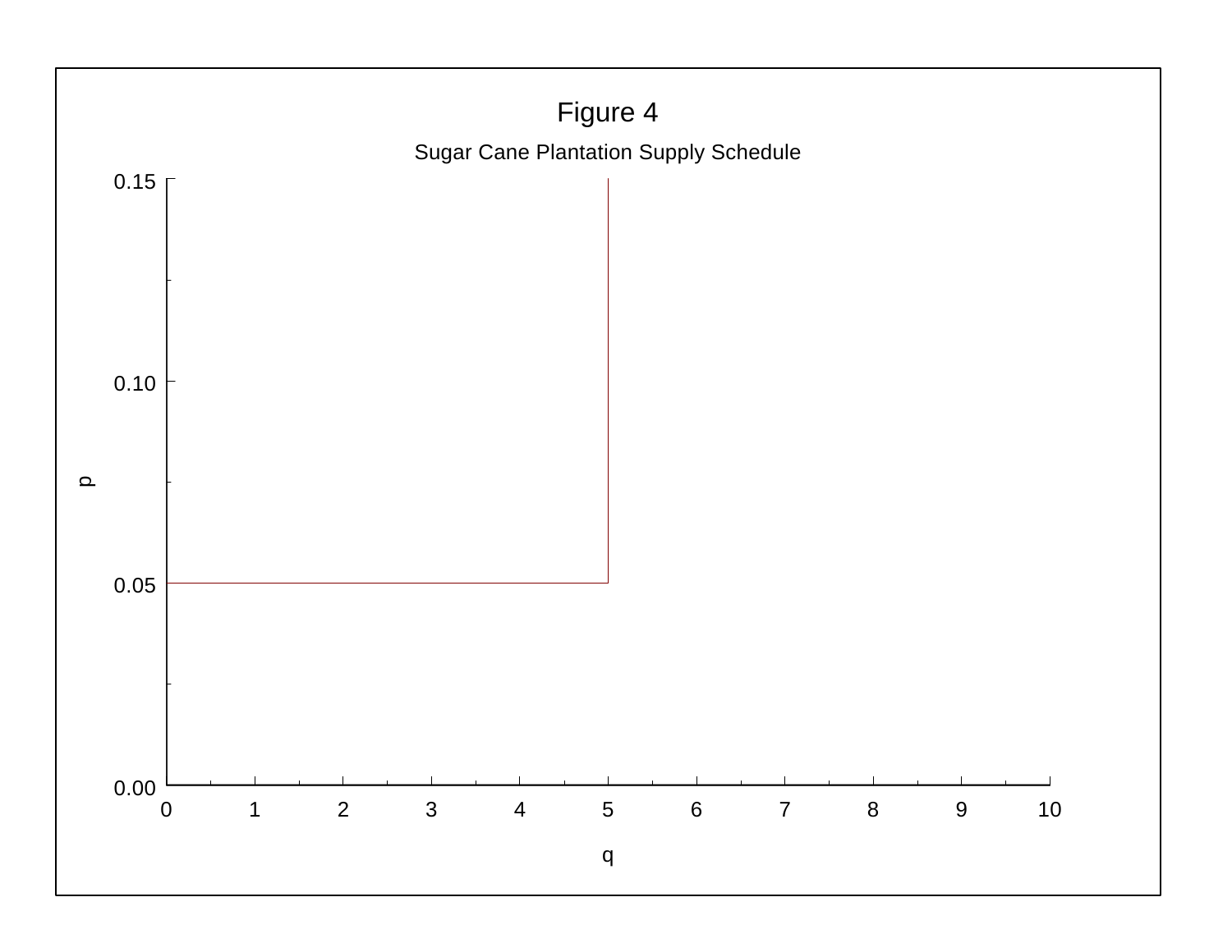# Figure 4

Sugar Cane Plantation Supply Schedule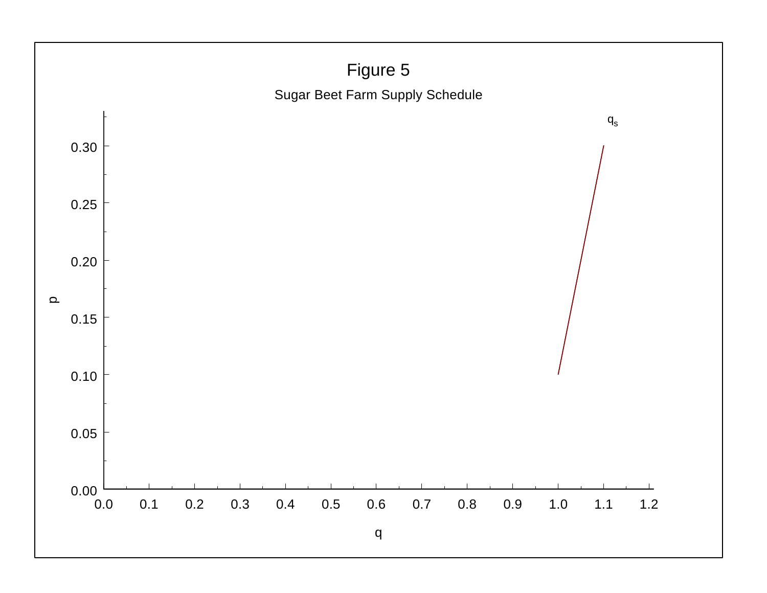# Figure 5

Sugar Beet Farm Supply Schedule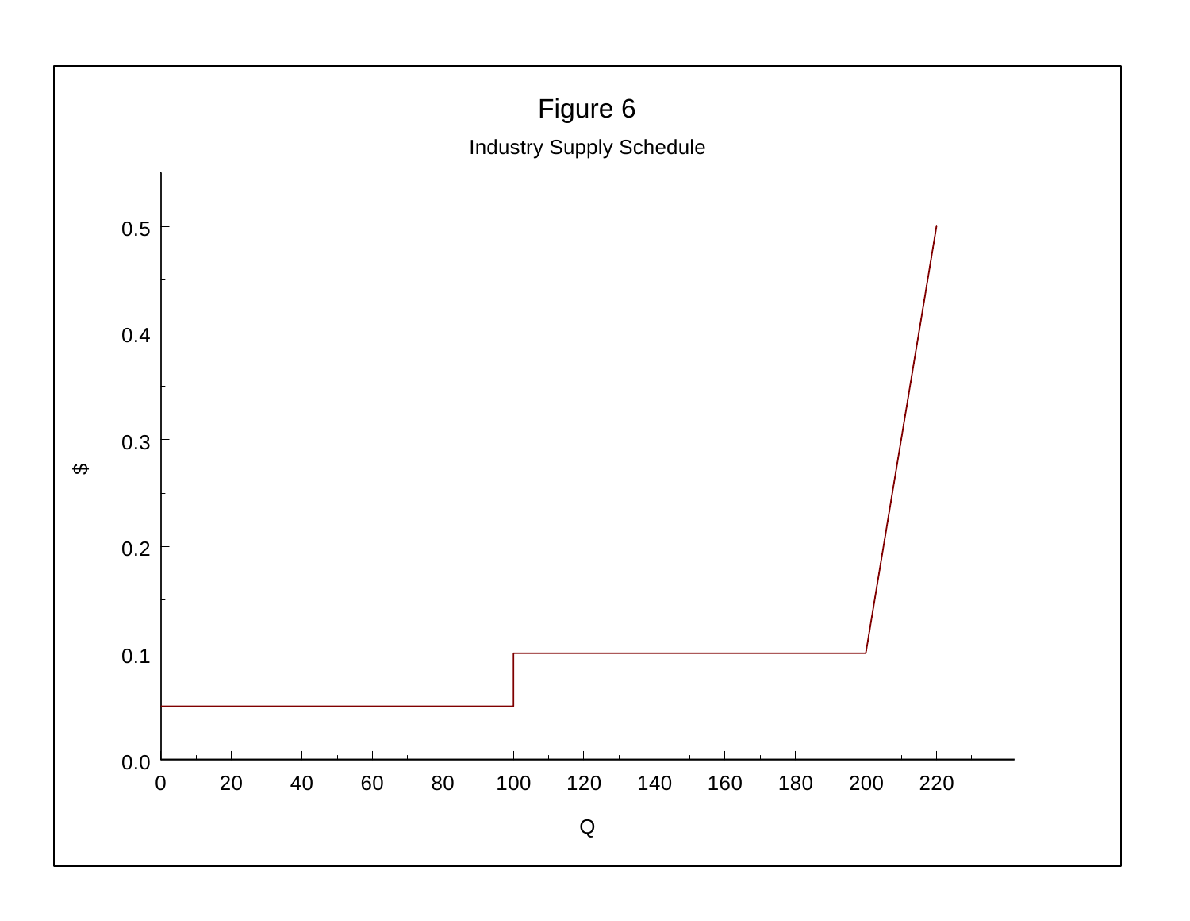Figure 6

Industry Supply Schedule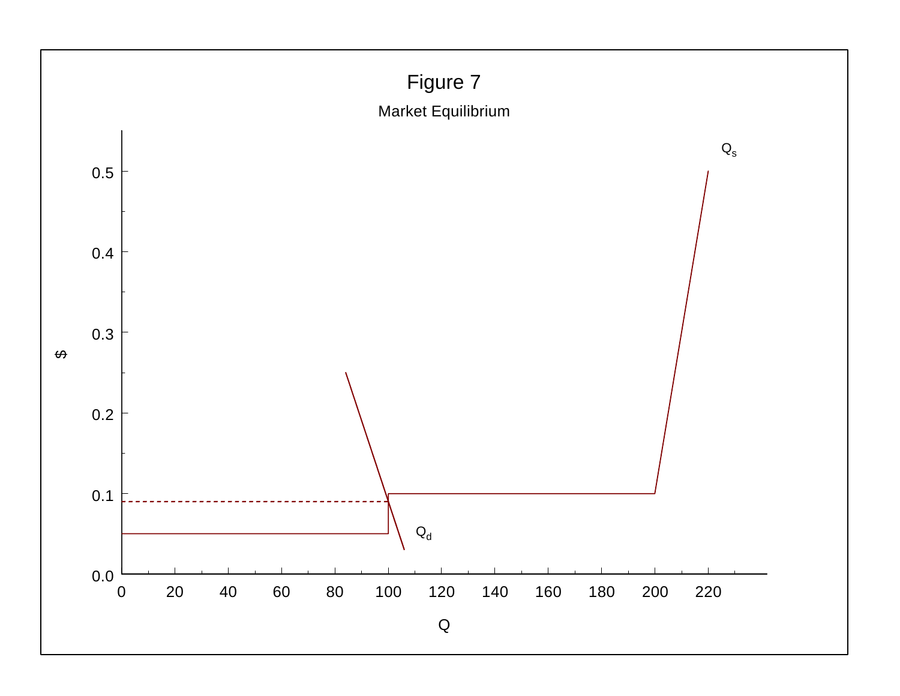Figure 7

Market Equilibrium

$

0.5
0.4
0.3
0.2
0.1
0.0

0
20
40
60
80
100
120
140
160
180
200
220

Q

$Q_s$

$Q_d$